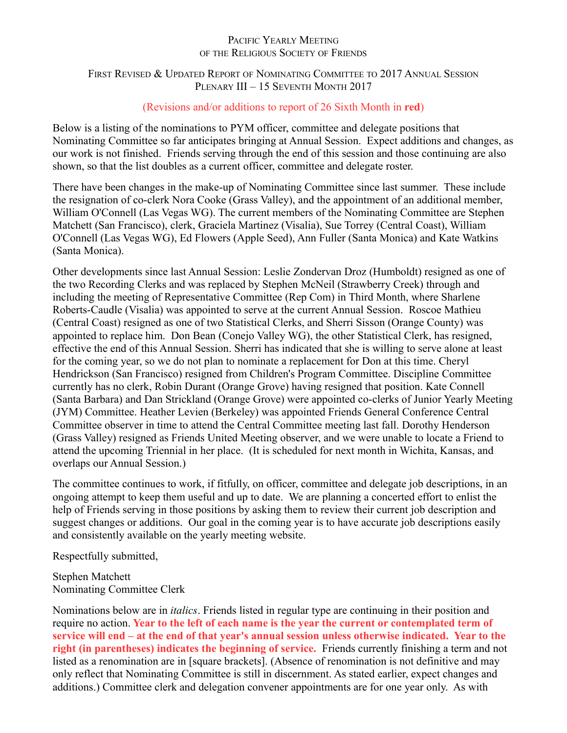# Pacific Yearly Meeting of the Religious Society of Friends

## First Revised & Updated Report of Nominating Committee to 2017 Annual Session Plenary III – 15 Seventh Month 2017

(Revisions and/or additions to report of 26 Sixth Month in **red**)

Below is a listing of the nominations to PYM officer, committee and delegate positions that Nominating Committee so far anticipates bringing at Annual Session. Expect additions and changes, as our work is not finished. Friends serving through the end of this session and those continuing are also shown, so that the list doubles as a current officer, committee and delegate roster.

There have been changes in the make-up of Nominating Committee since last summer. These include the resignation of co-clerk Nora Cooke (Grass Valley), and the appointment of an additional member, William O'Connell (Las Vegas WG). The current members of the Nominating Committee are Stephen Matchett (San Francisco), clerk, Graciela Martinez (Visalia), Sue Torrey (Central Coast), William O'Connell (Las Vegas WG), Ed Flowers (Apple Seed), Ann Fuller (Santa Monica) and Kate Watkins (Santa Monica).

Other developments since last Annual Session: Leslie Zondervan Droz (Humboldt) resigned as one of the two Recording Clerks and was replaced by Stephen McNeil (Strawberry Creek) through and including the meeting of Representative Committee (Rep Com) in Third Month, where Sharlene Roberts-Caudle (Visalia) was appointed to serve at the current Annual Session. Roscoe Mathieu (Central Coast) resigned as one of two Statistical Clerks, and Sherri Sisson (Orange County) was appointed to replace him. Don Bean (Conejo Valley WG), the other Statistical Clerk, has resigned, effective the end of this Annual Session. Sherri has indicated that she is willing to serve alone at least for the coming year, so we do not plan to nominate a replacement for Don at this time. Cheryl Hendrickson (San Francisco) resigned from Children's Program Committee. Discipline Committee currently has no clerk, Robin Durant (Orange Grove) having resigned that position. Kate Connell (Santa Barbara) and Dan Strickland (Orange Grove) were appointed co-clerks of Junior Yearly Meeting (JYM) Committee. Heather Levien (Berkeley) was appointed Friends General Conference Central Committee observer in time to attend the Central Committee meeting last fall. Dorothy Henderson (Grass Valley) resigned as Friends United Meeting observer, and we were unable to locate a Friend to attend the upcoming Triennial in her place. (It is scheduled for next month in Wichita, Kansas, and overlaps our Annual Session.)

The committee continues to work, if fitfully, on officer, committee and delegate job descriptions, in an ongoing attempt to keep them useful and up to date. We are planning a concerted effort to enlist the help of Friends serving in those positions by asking them to review their current job description and suggest changes or additions. Our goal in the coming year is to have accurate job descriptions easily and consistently available on the yearly meeting website.

Respectfully submitted,

Stephen Matchett
Nominating Committee Clerk

Nominations below are in *italics*. Friends listed in regular type are continuing in their position and require no action. **Year to the left of each name is the year the current or contemplated term of service will end – at the end of that year's annual session unless otherwise indicated. Year to the right (in parentheses) indicates the beginning of service.** Friends currently finishing a term and not listed as a renomination are in [square brackets]. (Absence of renomination is not definitive and may only reflect that Nominating Committee is still in discernment. As stated earlier, expect changes and additions.) Committee clerk and delegation convener appointments are for one year only. As with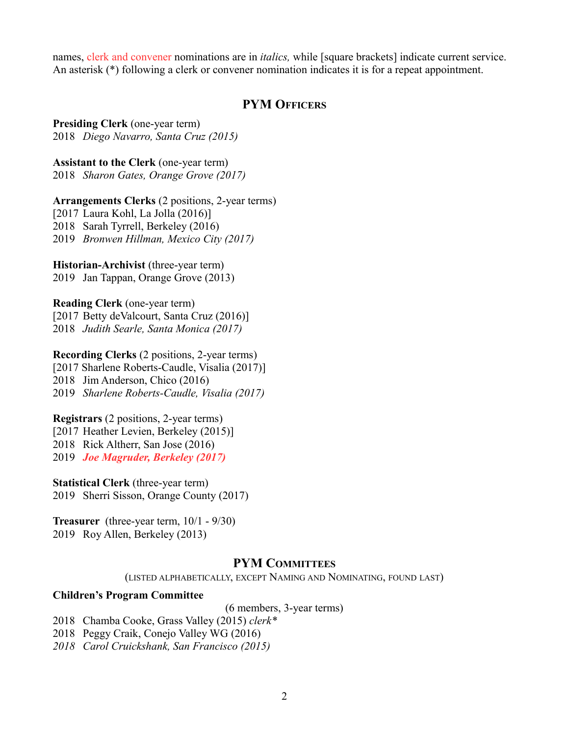names, clerk and convener nominations are in *italics,* while [square brackets] indicate current service. An asterisk (*) following a clerk or convener nomination indicates it is for a repeat appointment.

## PYM Officers

**Presiding Clerk** (one-year term)
2018 *Diego Navarro, Santa Cruz (2015)*

**Assistant to the Clerk** (one-year term)
2018 *Sharon Gates, Orange Grove (2017)*

**Arrangements Clerks** (2 positions, 2-year terms)
[2017 Laura Kohl, La Jolla (2016)]
2018 Sarah Tyrrell, Berkeley (2016)
2019 *Bronwen Hillman, Mexico City (2017)*

**Historian-Archivist** (three-year term)
2019 Jan Tappan, Orange Grove (2013)

**Reading Clerk** (one-year term)
[2017 Betty deValcourt, Santa Cruz (2016)]
2018 *Judith Searle, Santa Monica (2017)*

**Recording Clerks** (2 positions, 2-year terms)
[2017 Sharlene Roberts-Caudle, Visalia (2017)]
2018 Jim Anderson, Chico (2016)
2019 *Sharlene Roberts-Caudle, Visalia (2017)*

**Registrars** (2 positions, 2-year terms)
[2017 Heather Levien, Berkeley (2015)]
2018 Rick Altherr, San Jose (2016)
2019 ***Joe Magruder, Berkeley (2017)***

**Statistical Clerk** (three-year term)
2019 Sherri Sisson, Orange County (2017)

**Treasurer** (three-year term, 10/1 - 9/30)
2019 Roy Allen, Berkeley (2013)

## PYM Committees

(Listed alphabetically, except Naming and Nominating, found last)

**Children's Program Committee**
(6 members, 3-year terms)
2018 Chamba Cooke, Grass Valley (2015) *clerk**
2018 Peggy Craik, Conejo Valley WG (2016)
*2018 Carol Cruickshank, San Francisco (2015)*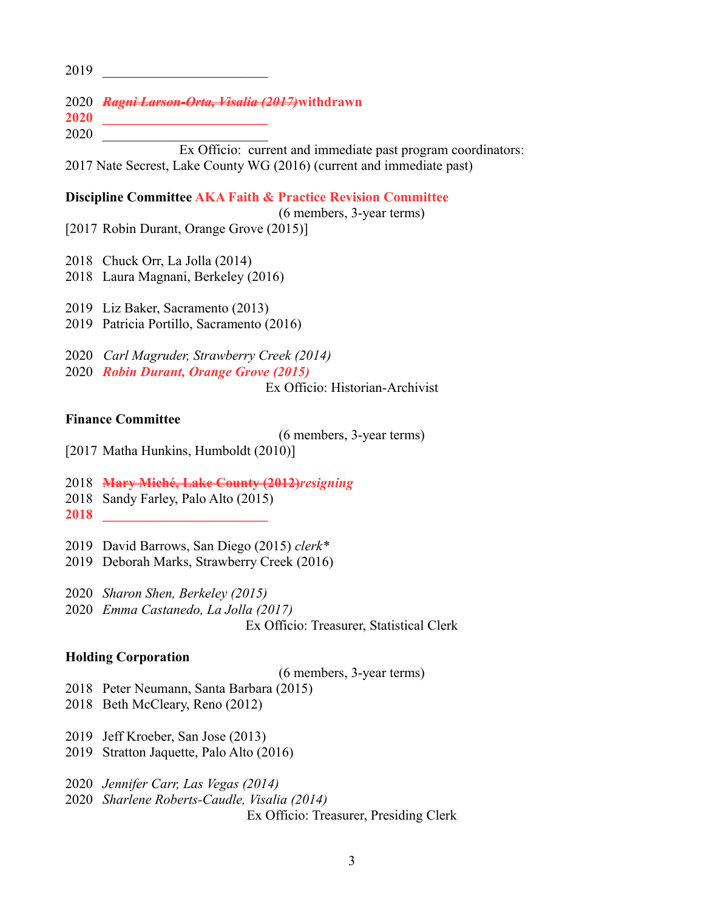2019 ________________________

2020 ~~*Ragni Larson-Orta, Visalia (2017)*~~**withdrawn**

**2020 ________________________**

2020 ________________________

Ex Officio: current and immediate past program coordinators:

2017 Nate Secrest, Lake County WG (2016) (current and immediate past)

**Discipline Committee AKA Faith & Practice Revision Committee**

(6 members, 3-year terms)

[2017 Robin Durant, Orange Grove (2015)]

2018 Chuck Orr, La Jolla (2014)

2018 Laura Magnani, Berkeley (2016)

2019 Liz Baker, Sacramento (2013)

2019 Patricia Portillo, Sacramento (2016)

2020 *Carl Magruder, Strawberry Creek (2014)*

2020 ***Robin Durant, Orange Grove (2015)***

Ex Officio: Historian-Archivist

**Finance Committee**

(6 members, 3-year terms)

[2017 Matha Hunkins, Humboldt (2010)]

2018 ~~**Mary Miché, Lake County (2012)**~~***resigning***

2018 Sandy Farley, Palo Alto (2015)

**2018 ________________________**

2019 David Barrows, San Diego (2015) *clerk**

2019 Deborah Marks, Strawberry Creek (2016)

2020 *Sharon Shen, Berkeley (2015)*

2020 *Emma Castanedo, La Jolla (2017)*

Ex Officio: Treasurer, Statistical Clerk

**Holding Corporation**

(6 members, 3-year terms)

2018 Peter Neumann, Santa Barbara (2015)

2018 Beth McCleary, Reno (2012)

2019 Jeff Kroeber, San Jose (2013)

2019 Stratton Jaquette, Palo Alto (2016)

2020 *Jennifer Carr, Las Vegas (2014)*

2020 *Sharlene Roberts-Caudle, Visalia (2014)*

Ex Officio: Treasurer, Presiding Clerk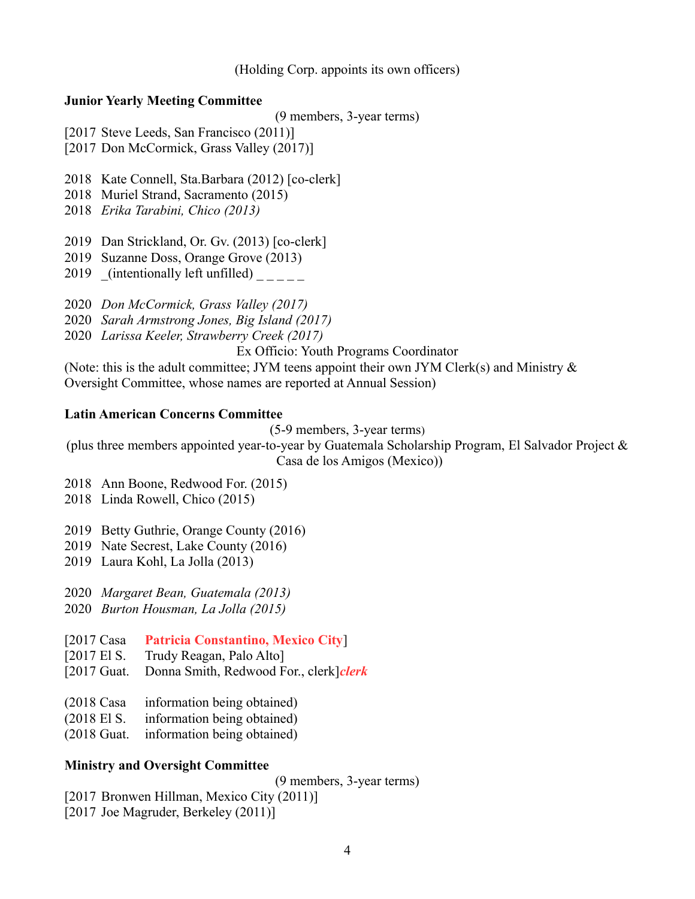(Holding Corp. appoints its own officers)

**Junior Yearly Meeting Committee**

(9 members, 3-year terms)

[2017 Steve Leeds, San Francisco (2011)]
[2017 Don McCormick, Grass Valley (2017)]

2018 Kate Connell, Sta.Barbara (2012) [co-clerk]
2018 Muriel Strand, Sacramento (2015)
2018 *Erika Tarabini, Chico (2013)*

2019 Dan Strickland, Or. Gv. (2013) [co-clerk]
2019 Suzanne Doss, Orange Grove (2013)
2019 _(intentionally left unfilled) _ _ _ _ _

2020 *Don McCormick, Grass Valley (2017)*
2020 *Sarah Armstrong Jones, Big Island (2017)*
2020 *Larissa Keeler, Strawberry Creek (2017)*

Ex Officio: Youth Programs Coordinator

(Note: this is the adult committee; JYM teens appoint their own JYM Clerk(s) and Ministry & Oversight Committee, whose names are reported at Annual Session)

**Latin American Concerns Committee**

(5-9 members, 3-year terms)
(plus three members appointed year-to-year by Guatemala Scholarship Program, El Salvador Project & Casa de los Amigos (Mexico))

2018 Ann Boone, Redwood For. (2015)
2018 Linda Rowell, Chico (2015)

2019 Betty Guthrie, Orange County (2016)
2019 Nate Secrest, Lake County (2016)
2019 Laura Kohl, La Jolla (2013)

2020 *Margaret Bean, Guatemala (2013)*
2020 *Burton Housman, La Jolla (2015)*

[2017 Casa **Patricia Constantino, Mexico City**]
[2017 El S. Trudy Reagan, Palo Alto]
[2017 Guat. Donna Smith, Redwood For., clerk]***clerk***

(2018 Casa information being obtained)
(2018 El S. information being obtained)
(2018 Guat. information being obtained)

**Ministry and Oversight Committee**

(9 members, 3-year terms)

[2017 Bronwen Hillman, Mexico City (2011)]
[2017 Joe Magruder, Berkeley (2011)]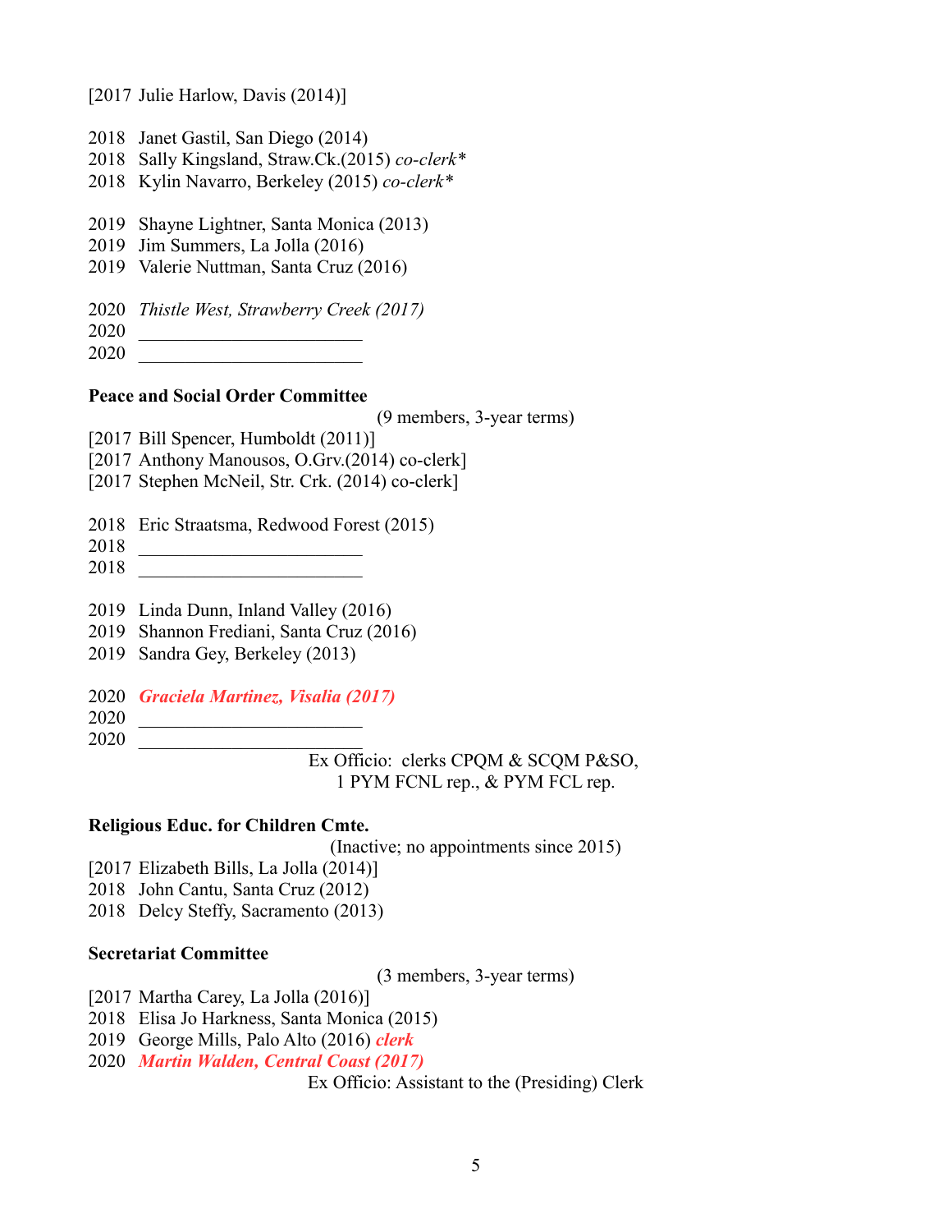[2017 Julie Harlow, Davis (2014)]

2018 Janet Gastil, San Diego (2014)
2018 Sally Kingsland, Straw.Ck.(2015) *co-clerk**
2018 Kylin Navarro, Berkeley (2015) *co-clerk**

2019 Shayne Lightner, Santa Monica (2013)
2019 Jim Summers, La Jolla (2016)
2019 Valerie Nuttman, Santa Cruz (2016)

2020 *Thistle West, Strawberry Creek (2017)*
2020 ________________________
2020 ________________________

**Peace and Social Order Committee**

(9 members, 3-year terms)

[2017 Bill Spencer, Humboldt (2011)]
[2017 Anthony Manousos, O.Grv.(2014) co-clerk]
[2017 Stephen McNeil, Str. Crk. (2014) co-clerk]

2018 Eric Straatsma, Redwood Forest (2015)
2018 ________________________
2018 ________________________

2019 Linda Dunn, Inland Valley (2016)
2019 Shannon Frediani, Santa Cruz (2016)
2019 Sandra Gey, Berkeley (2013)

2020 ***Graciela Martinez, Visalia (2017)***
2020 ________________________
2020 ________________________

Ex Officio: clerks CPQM & SCQM P&SO,
1 PYM FCNL rep., & PYM FCL rep.

**Religious Educ. for Children Cmte.**

(Inactive; no appointments since 2015)

[2017 Elizabeth Bills, La Jolla (2014)]
2018 John Cantu, Santa Cruz (2012)
2018 Delcy Steffy, Sacramento (2013)

**Secretariat Committee**

(3 members, 3-year terms)

[2017 Martha Carey, La Jolla (2016)]
2018 Elisa Jo Harkness, Santa Monica (2015)
2019 George Mills, Palo Alto (2016) ***clerk***
2020 ***Martin Walden, Central Coast (2017)***

Ex Officio: Assistant to the (Presiding) Clerk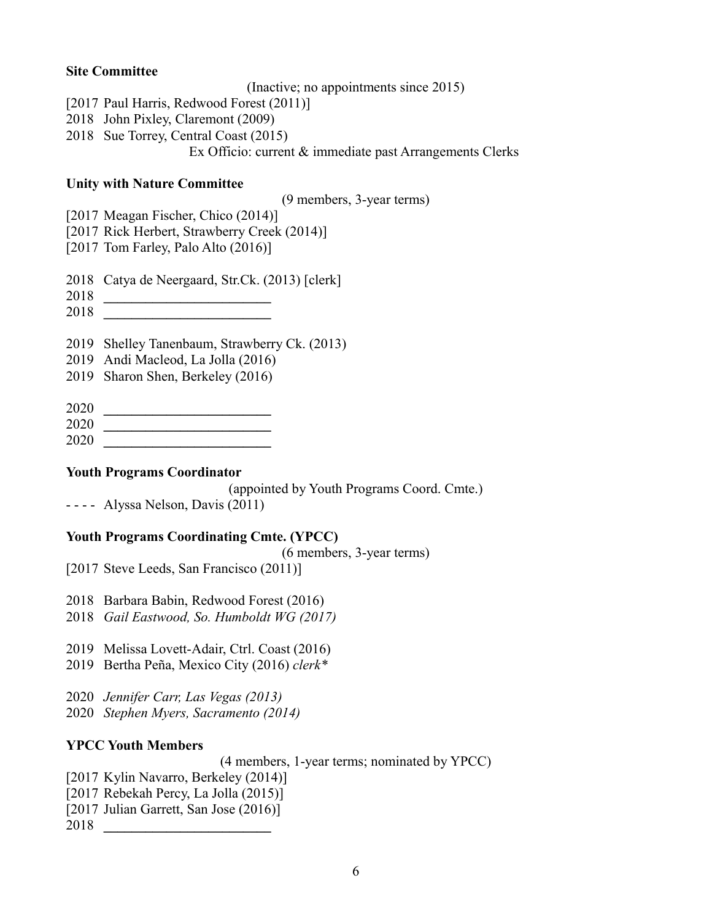**Site Committee**

(Inactive; no appointments since 2015)

[2017 Paul Harris, Redwood Forest (2011)]
2018 John Pixley, Claremont (2009)
2018 Sue Torrey, Central Coast (2015)

Ex Officio: current & immediate past Arrangements Clerks

**Unity with Nature Committee**

(9 members, 3-year terms)

[2017 Meagan Fischer, Chico (2014)]
[2017 Rick Herbert, Strawberry Creek (2014)]
[2017 Tom Farley, Palo Alto (2016)]

2018 Catya de Neergaard, Str.Ck. (2013) [clerk]
2018 ________________________
2018 ________________________

2019 Shelley Tanenbaum, Strawberry Ck. (2013)
2019 Andi Macleod, La Jolla (2016)
2019 Sharon Shen, Berkeley (2016)

2020 ________________________
2020 ________________________
2020 ________________________

**Youth Programs Coordinator**

(appointed by Youth Programs Coord. Cmte.)

- - - - Alyssa Nelson, Davis (2011)

**Youth Programs Coordinating Cmte. (YPCC)**

(6 members, 3-year terms)

[2017 Steve Leeds, San Francisco (2011)]

2018 Barbara Babin, Redwood Forest (2016)
2018 *Gail Eastwood, So. Humboldt WG (2017)*

2019 Melissa Lovett-Adair, Ctrl. Coast (2016)
2019 Bertha Peña, Mexico City (2016) *clerk**

2020 *Jennifer Carr, Las Vegas (2013)*
2020 *Stephen Myers, Sacramento (2014)*

**YPCC Youth Members**

(4 members, 1-year terms; nominated by YPCC)

[2017 Kylin Navarro, Berkeley (2014)]
[2017 Rebekah Percy, La Jolla (2015)]
[2017 Julian Garrett, San Jose (2016)]
2018 ________________________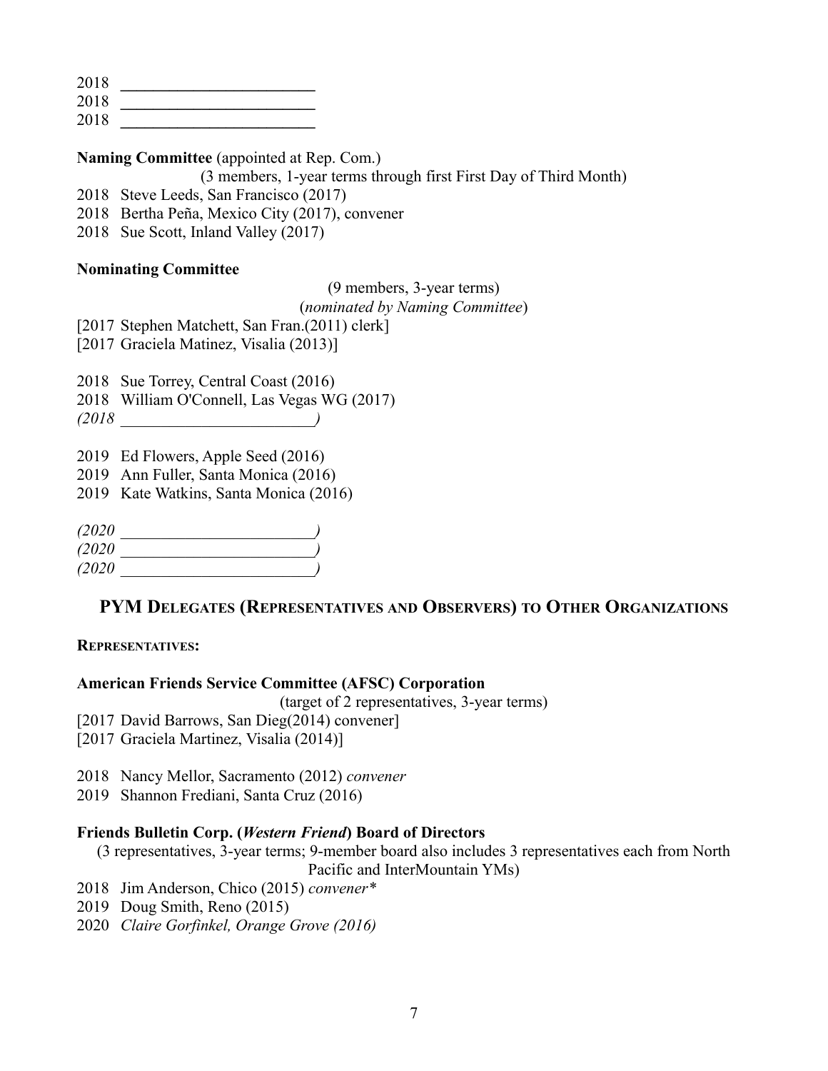2018 ________________________
2018 ________________________
2018 ________________________

**Naming Committee** (appointed at Rep. Com.)

(3 members, 1-year terms through first First Day of Third Month)

2018 Steve Leeds, San Francisco (2017)
2018 Bertha Peña, Mexico City (2017), convener
2018 Sue Scott, Inland Valley (2017)

**Nominating Committee**

(9 members, 3-year terms)
(*nominated by Naming Committee*)

[2017 Stephen Matchett, San Fran.(2011) clerk]
[2017 Graciela Matinez, Visalia (2013)]

2018 Sue Torrey, Central Coast (2016)
2018 William O'Connell, Las Vegas WG (2017)
*(2018 ________________________)*

2019 Ed Flowers, Apple Seed (2016)
2019 Ann Fuller, Santa Monica (2016)
2019 Kate Watkins, Santa Monica (2016)

*(2020 ________________________)*
*(2020 ________________________)*
*(2020 ________________________)*

## PYM Delegates (Representatives and Observers) to Other Organizations

**Representatives:**

**American Friends Service Committee (AFSC) Corporation**

(target of 2 representatives, 3-year terms)

[2017 David Barrows, San Dieg(2014) convener]
[2017 Graciela Martinez, Visalia (2014)]

2018 Nancy Mellor, Sacramento (2012) *convener*
2019 Shannon Frediani, Santa Cruz (2016)

**Friends Bulletin Corp. (*Western Friend*) Board of Directors**

(3 representatives, 3-year terms; 9-member board also includes 3 representatives each from North Pacific and InterMountain YMs)

2018 Jim Anderson, Chico (2015) *convener**
2019 Doug Smith, Reno (2015)
2020 *Claire Gorfinkel, Orange Grove (2016)*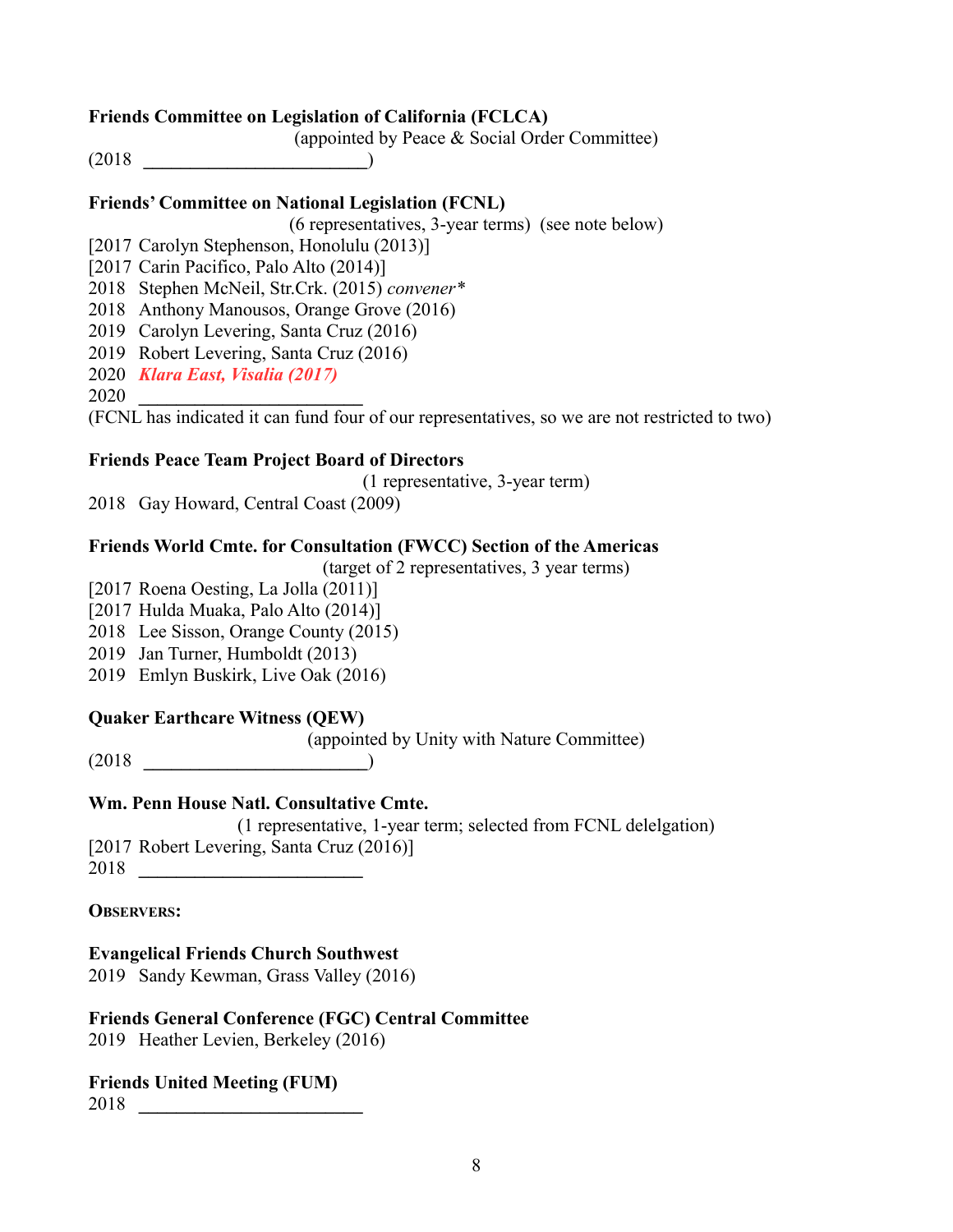**Friends Committee on Legislation of California (FCLCA)**

(appointed by Peace & Social Order Committee)

(2018 ________________________)

**Friends' Committee on National Legislation (FCNL)**

(6 representatives, 3-year terms) (see note below)

[2017 Carolyn Stephenson, Honolulu (2013)]
[2017 Carin Pacifico, Palo Alto (2014)]
2018 Stephen McNeil, Str.Crk. (2015) *convener**
2018 Anthony Manousos, Orange Grove (2016)
2019 Carolyn Levering, Santa Cruz (2016)
2019 Robert Levering, Santa Cruz (2016)
2020 ***Klara East, Visalia (2017)***
2020 ________________________
(FCNL has indicated it can fund four of our representatives, so we are not restricted to two)

**Friends Peace Team Project Board of Directors**

(1 representative, 3-year term)

2018 Gay Howard, Central Coast (2009)

**Friends World Cmte. for Consultation (FWCC) Section of the Americas**

(target of 2 representatives, 3 year terms)

[2017 Roena Oesting, La Jolla (2011)]
[2017 Hulda Muaka, Palo Alto (2014)]
2018 Lee Sisson, Orange County (2015)
2019 Jan Turner, Humboldt (2013)
2019 Emlyn Buskirk, Live Oak (2016)

**Quaker Earthcare Witness (QEW)**

(appointed by Unity with Nature Committee)

(2018 ________________________)

**Wm. Penn House Natl. Consultative Cmte.**

(1 representative, 1-year term; selected from FCNL delelgation)

[2017 Robert Levering, Santa Cruz (2016)]
2018 ________________________

**OBSERVERS:**

**Evangelical Friends Church Southwest**

2019 Sandy Kewman, Grass Valley (2016)

**Friends General Conference (FGC) Central Committee**

2019 Heather Levien, Berkeley (2016)

**Friends United Meeting (FUM)**

2018 ________________________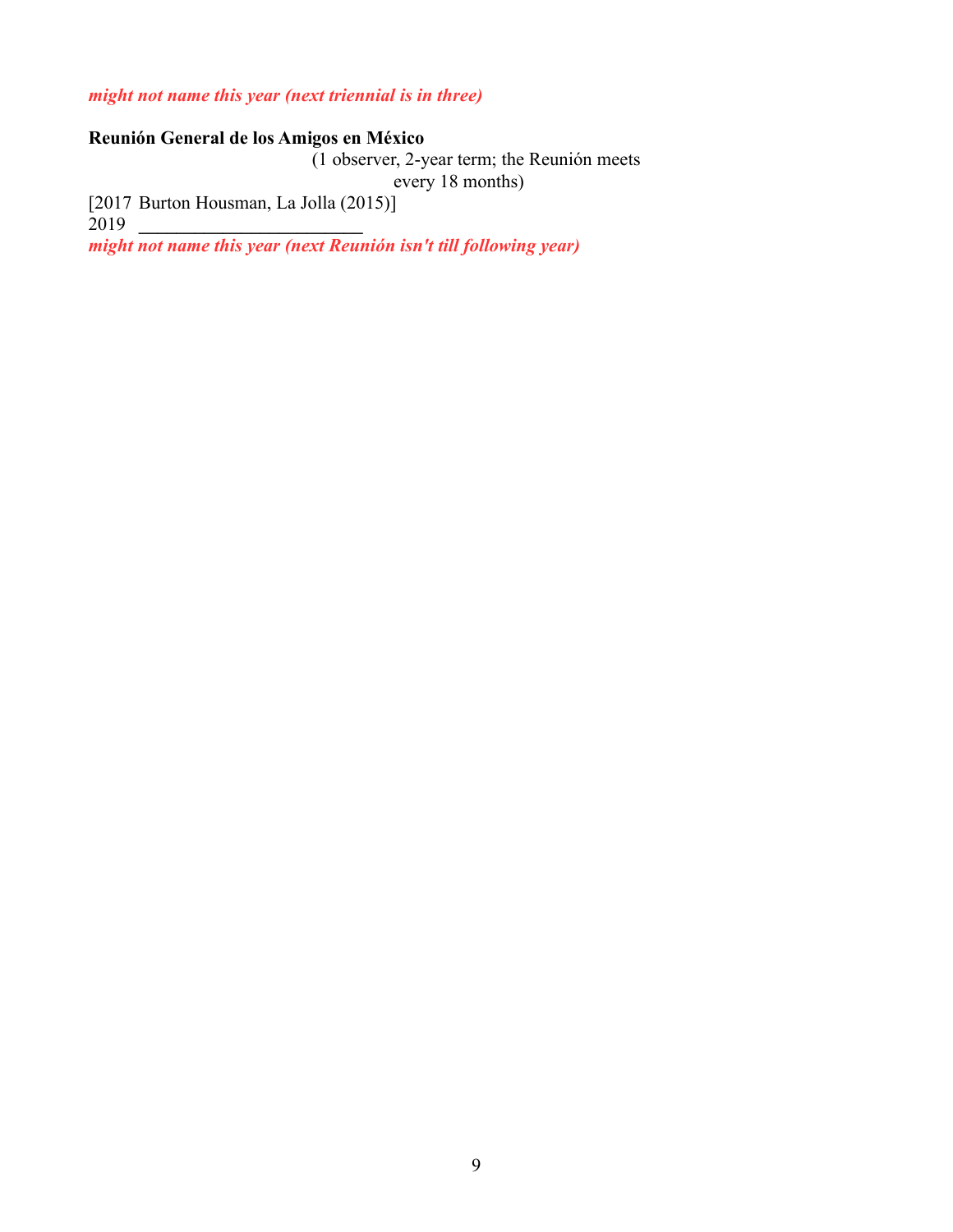***might not name this year (next triennial is in three)***

**Reunión General de los Amigos en México**

(1 observer, 2-year term; the Reunión meets every 18 months)

[2017 Burton Housman, La Jolla (2015)]

2019 ________________________

***might not name this year (next Reunión isn't till following year)***